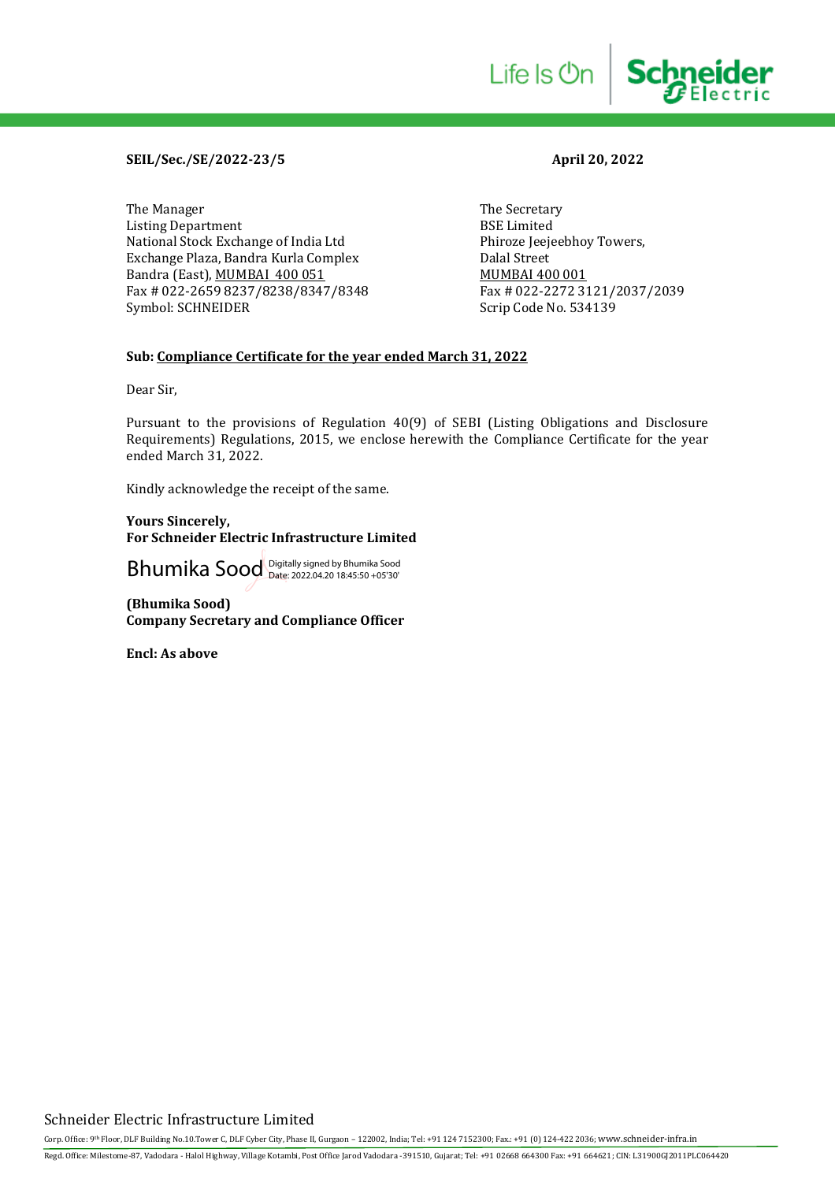**SEIL/Sec./SE/2022-23/5** **April 20, 2022**

The Manager
Listing Department
National Stock Exchange of India Ltd
Exchange Plaza, Bandra Kurla Complex
Bandra (East), MUMBAI 400 051
Fax # 022-2659 8237/8238/8347/8348
Symbol: SCHNEIDER

The Secretary
BSE Limited
Phiroze Jeejeebhoy Towers,
Dalal Street
MUMBAI 400 001
Fax # 022-2272 3121/2037/2039
Scrip Code No. 534139

**Sub: Compliance Certificate for the year ended March 31, 2022**

Dear Sir,

Pursuant to the provisions of Regulation 40(9) of SEBI (Listing Obligations and Disclosure Requirements) Regulations, 2015, we enclose herewith the Compliance Certificate for the year ended March 31, 2022.

Kindly acknowledge the receipt of the same.

**Yours Sincerely,**
**For Schneider Electric Infrastructure Limited**

Bhumika Sood Digitally signed by Bhumika Sood Date: 2022.04.20 18:45:50 +05'30'

**(Bhumika Sood)**
**Company Secretary and Compliance Officer**

**Encl: As above**

Schneider Electric Infrastructure Limited

Corp. Office: 9th Floor, DLF Building No.10.Tower C, DLF Cyber City, Phase II, Gurgaon – 122002, India; Tel: +91 124 7152300; Fax.: +91 (0) 124-422 2036; www.schneider-infra.in

Regd. Office: Milestone-87, Vadodara - Halol Highway, Village Kotambi, Post Office Jarod Vadodara -391510, Gujarat; Tel: +91 02668 664300 Fax: +91 664621; CIN: L31900GJ2011PLC064420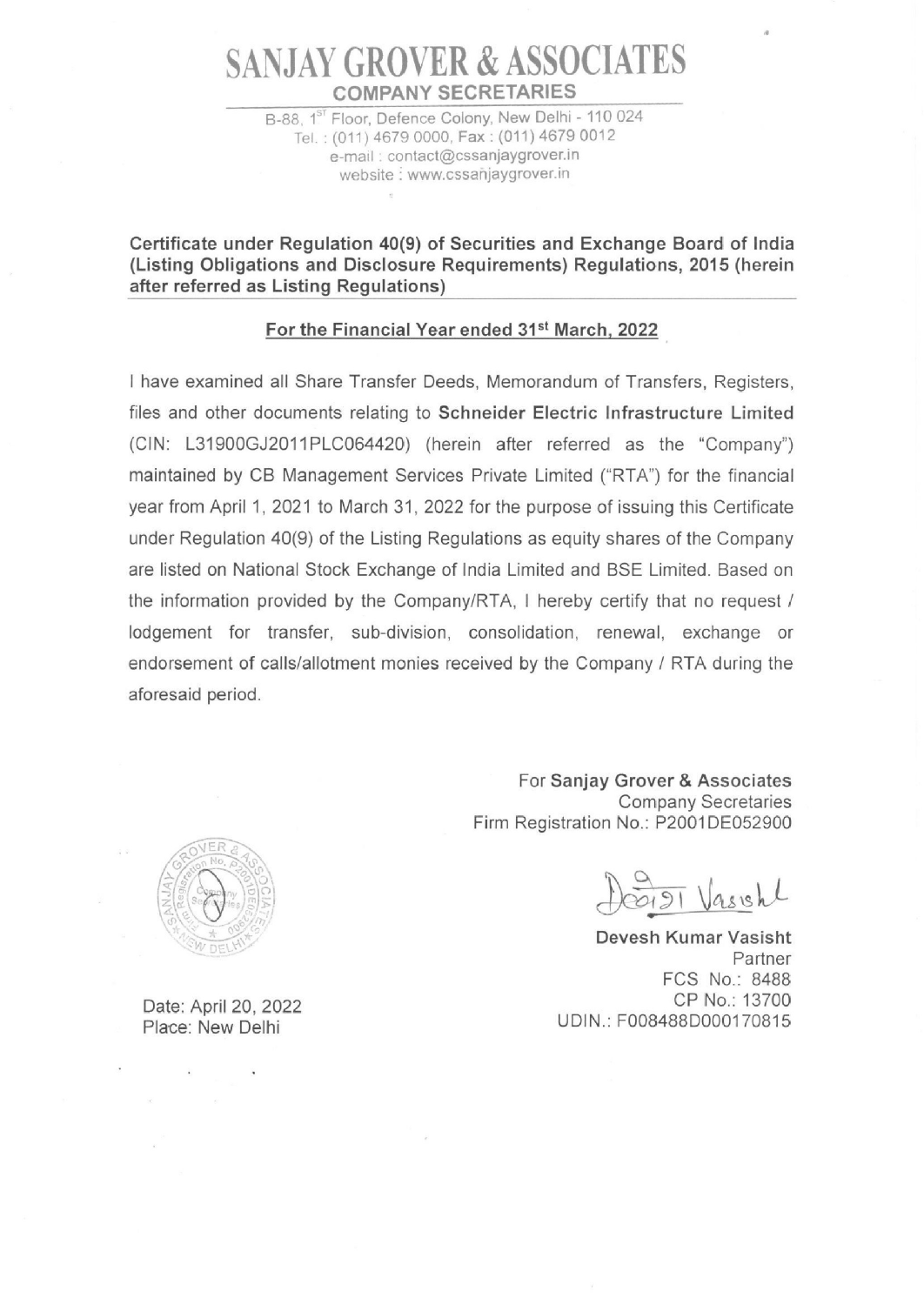# SANJAY GROVER & ASSOCIATES

**COMPANY SECRETARIES**

B-88, 1ST Floor, Defence Colony, New Delhi - 110 024
Tel. : (011) 4679 0000, Fax : (011) 4679 0012
e-mail : contact@cssanjaygrover.in
website : www.cssanjaygrover.in

**Certificate under Regulation 40(9) of Securities and Exchange Board of India (Listing Obligations and Disclosure Requirements) Regulations, 2015 (herein after referred as Listing Regulations)**

**For the Financial Year ended 31st March, 2022**

I have examined all Share Transfer Deeds, Memorandum of Transfers, Registers, files and other documents relating to **Schneider Electric Infrastructure Limited** (CIN: L31900GJ2011PLC064420) (herein after referred as the "Company") maintained by CB Management Services Private Limited ("RTA") for the financial year from April 1, 2021 to March 31, 2022 for the purpose of issuing this Certificate under Regulation 40(9) of the Listing Regulations as equity shares of the Company are listed on National Stock Exchange of India Limited and BSE Limited. Based on the information provided by the Company/RTA, I hereby certify that no request / lodgement for transfer, sub-division, consolidation, renewal, exchange or endorsement of calls/allotment monies received by the Company / RTA during the aforesaid period.

For **Sanjay Grover & Associates**
Company Secretaries
Firm Registration No.: P2001DE052900

**Devesh Kumar Vasisht**
Partner
FCS No.: 8488
CP No.: 13700
UDIN.: F008488D000170815

Date: April 20, 2022
Place: New Delhi